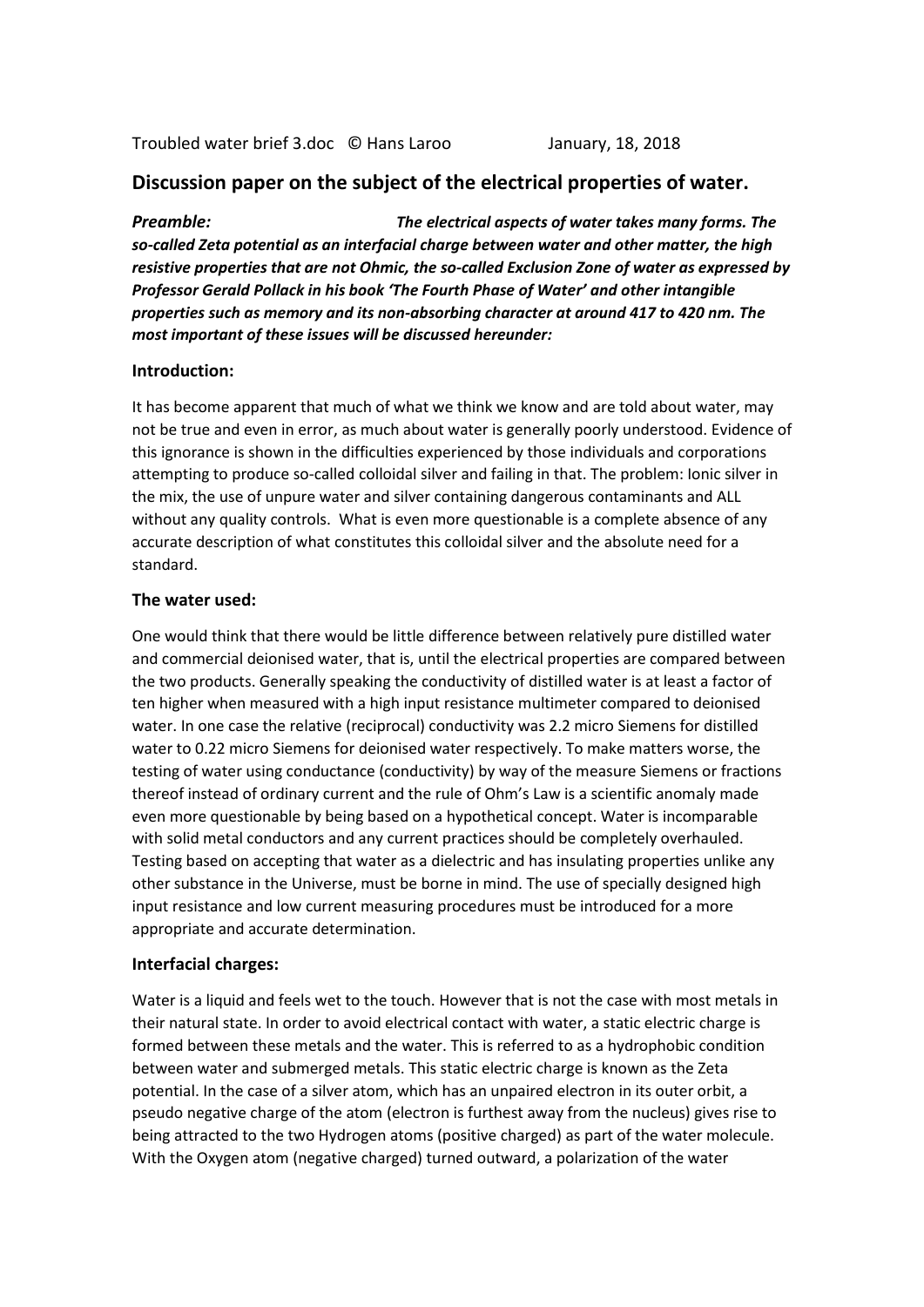Troubled water brief 3.doc © Hans Laroo January, 18, 2018

## Discussion paper on the subject of the electrical properties of water.

***Preamble:*** ***The electrical aspects of water takes many forms. The so-called Zeta potential as an interfacial charge between water and other matter, the high resistive properties that are not Ohmic, the so-called Exclusion Zone of water as expressed by Professor Gerald Pollack in his book 'The Fourth Phase of Water' and other intangible properties such as memory and its non-absorbing character at around 417 to 420 nm. The most important of these issues will be discussed hereunder:***

### Introduction:

It has become apparent that much of what we think we know and are told about water, may not be true and even in error, as much about water is generally poorly understood. Evidence of this ignorance is shown in the difficulties experienced by those individuals and corporations attempting to produce so-called colloidal silver and failing in that. The problem: Ionic silver in the mix, the use of unpure water and silver containing dangerous contaminants and ALL without any quality controls. What is even more questionable is a complete absence of any accurate description of what constitutes this colloidal silver and the absolute need for a standard.

### The water used:

One would think that there would be little difference between relatively pure distilled water and commercial deionised water, that is, until the electrical properties are compared between the two products. Generally speaking the conductivity of distilled water is at least a factor of ten higher when measured with a high input resistance multimeter compared to deionised water. In one case the relative (reciprocal) conductivity was 2.2 micro Siemens for distilled water to 0.22 micro Siemens for deionised water respectively. To make matters worse, the testing of water using conductance (conductivity) by way of the measure Siemens or fractions thereof instead of ordinary current and the rule of Ohm's Law is a scientific anomaly made even more questionable by being based on a hypothetical concept. Water is incomparable with solid metal conductors and any current practices should be completely overhauled. Testing based on accepting that water as a dielectric and has insulating properties unlike any other substance in the Universe, must be borne in mind. The use of specially designed high input resistance and low current measuring procedures must be introduced for a more appropriate and accurate determination.

### Interfacial charges:

Water is a liquid and feels wet to the touch. However that is not the case with most metals in their natural state. In order to avoid electrical contact with water, a static electric charge is formed between these metals and the water. This is referred to as a hydrophobic condition between water and submerged metals. This static electric charge is known as the Zeta potential. In the case of a silver atom, which has an unpaired electron in its outer orbit, a pseudo negative charge of the atom (electron is furthest away from the nucleus) gives rise to being attracted to the two Hydrogen atoms (positive charged) as part of the water molecule. With the Oxygen atom (negative charged) turned outward, a polarization of the water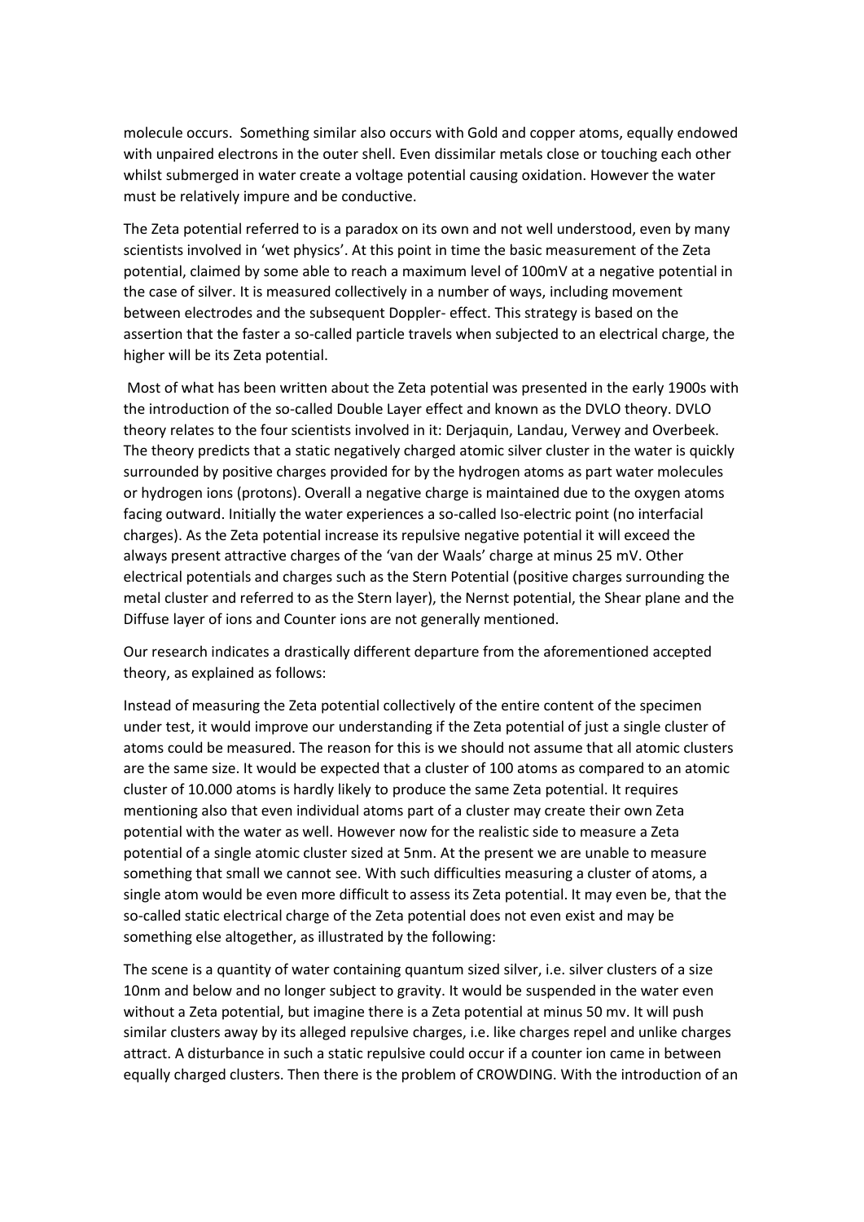molecule occurs. Something similar also occurs with Gold and copper atoms, equally endowed with unpaired electrons in the outer shell. Even dissimilar metals close or touching each other whilst submerged in water create a voltage potential causing oxidation. However the water must be relatively impure and be conductive.

The Zeta potential referred to is a paradox on its own and not well understood, even by many scientists involved in 'wet physics'. At this point in time the basic measurement of the Zeta potential, claimed by some able to reach a maximum level of 100mV at a negative potential in the case of silver. It is measured collectively in a number of ways, including movement between electrodes and the subsequent Doppler- effect. This strategy is based on the assertion that the faster a so-called particle travels when subjected to an electrical charge, the higher will be its Zeta potential.

Most of what has been written about the Zeta potential was presented in the early 1900s with the introduction of the so-called Double Layer effect and known as the DVLO theory. DVLO theory relates to the four scientists involved in it: Derjaquin, Landau, Verwey and Overbeek. The theory predicts that a static negatively charged atomic silver cluster in the water is quickly surrounded by positive charges provided for by the hydrogen atoms as part water molecules or hydrogen ions (protons). Overall a negative charge is maintained due to the oxygen atoms facing outward. Initially the water experiences a so-called Iso-electric point (no interfacial charges). As the Zeta potential increase its repulsive negative potential it will exceed the always present attractive charges of the 'van der Waals' charge at minus 25 mV. Other electrical potentials and charges such as the Stern Potential (positive charges surrounding the metal cluster and referred to as the Stern layer), the Nernst potential, the Shear plane and the Diffuse layer of ions and Counter ions are not generally mentioned.

Our research indicates a drastically different departure from the aforementioned accepted theory, as explained as follows:

Instead of measuring the Zeta potential collectively of the entire content of the specimen under test, it would improve our understanding if the Zeta potential of just a single cluster of atoms could be measured. The reason for this is we should not assume that all atomic clusters are the same size. It would be expected that a cluster of 100 atoms as compared to an atomic cluster of 10.000 atoms is hardly likely to produce the same Zeta potential. It requires mentioning also that even individual atoms part of a cluster may create their own Zeta potential with the water as well. However now for the realistic side to measure a Zeta potential of a single atomic cluster sized at 5nm. At the present we are unable to measure something that small we cannot see. With such difficulties measuring a cluster of atoms, a single atom would be even more difficult to assess its Zeta potential. It may even be, that the so-called static electrical charge of the Zeta potential does not even exist and may be something else altogether, as illustrated by the following:

The scene is a quantity of water containing quantum sized silver, i.e. silver clusters of a size 10nm and below and no longer subject to gravity. It would be suspended in the water even without a Zeta potential, but imagine there is a Zeta potential at minus 50 mv. It will push similar clusters away by its alleged repulsive charges, i.e. like charges repel and unlike charges attract. A disturbance in such a static repulsive could occur if a counter ion came in between equally charged clusters. Then there is the problem of CROWDING. With the introduction of an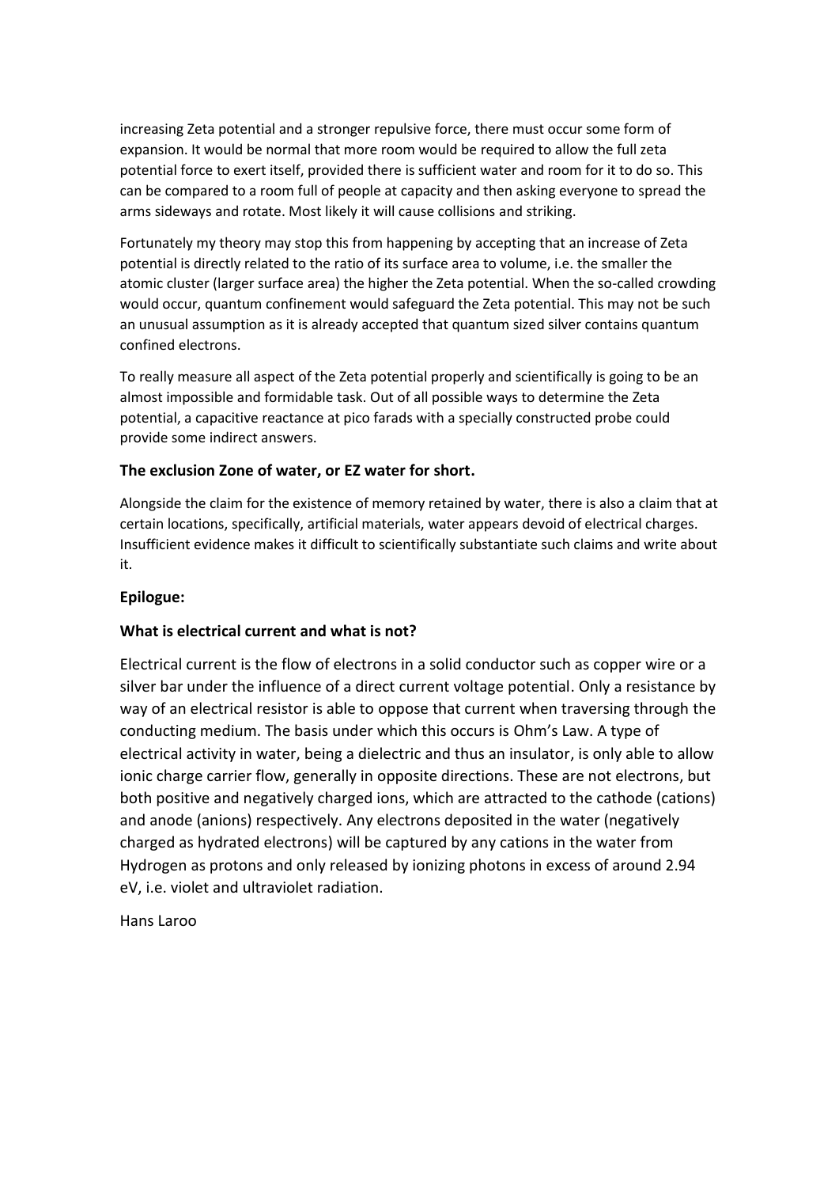increasing Zeta potential and a stronger repulsive force, there must occur some form of expansion. It would be normal that more room would be required to allow the full zeta potential force to exert itself, provided there is sufficient water and room for it to do so. This can be compared to a room full of people at capacity and then asking everyone to spread the arms sideways and rotate. Most likely it will cause collisions and striking.

Fortunately my theory may stop this from happening by accepting that an increase of Zeta potential is directly related to the ratio of its surface area to volume, i.e. the smaller the atomic cluster (larger surface area) the higher the Zeta potential. When the so-called crowding would occur, quantum confinement would safeguard the Zeta potential. This may not be such an unusual assumption as it is already accepted that quantum sized silver contains quantum confined electrons.

To really measure all aspect of the Zeta potential properly and scientifically is going to be an almost impossible and formidable task. Out of all possible ways to determine the Zeta potential, a capacitive reactance at pico farads with a specially constructed probe could provide some indirect answers.

### The exclusion Zone of water, or EZ water for short.

Alongside the claim for the existence of memory retained by water, there is also a claim that at certain locations, specifically, artificial materials, water appears devoid of electrical charges. Insufficient evidence makes it difficult to scientifically substantiate such claims and write about it.

### Epilogue:

### What is electrical current and what is not?

Electrical current is the flow of electrons in a solid conductor such as copper wire or a silver bar under the influence of a direct current voltage potential. Only a resistance by way of an electrical resistor is able to oppose that current when traversing through the conducting medium. The basis under which this occurs is Ohm's Law. A type of electrical activity in water, being a dielectric and thus an insulator, is only able to allow ionic charge carrier flow, generally in opposite directions. These are not electrons, but both positive and negatively charged ions, which are attracted to the cathode (cations) and anode (anions) respectively. Any electrons deposited in the water (negatively charged as hydrated electrons) will be captured by any cations in the water from Hydrogen as protons and only released by ionizing photons in excess of around 2.94 eV, i.e. violet and ultraviolet radiation.

Hans Laroo